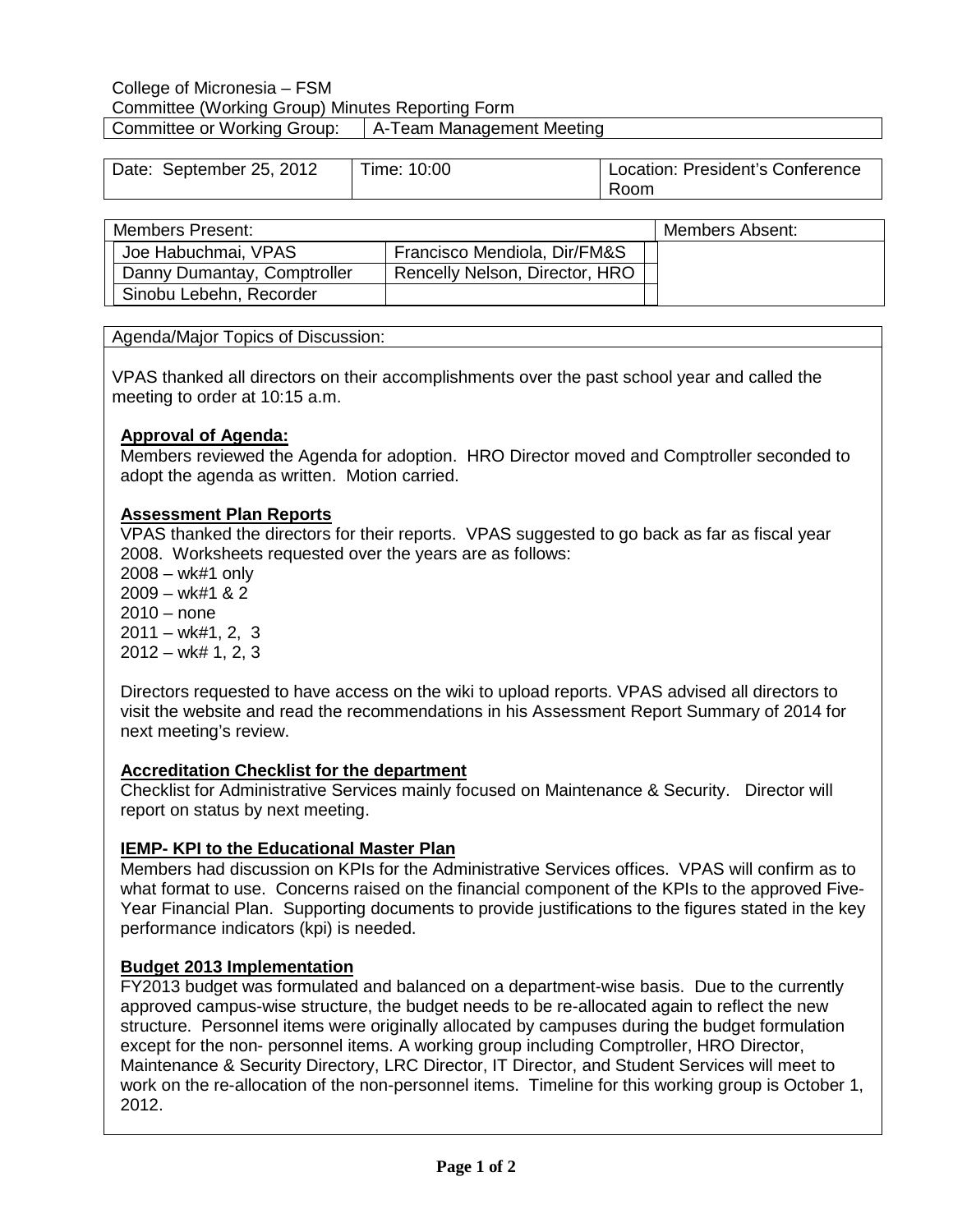College of Micronesia – FSM

Committee (Working Group) Minutes Reporting Form

| Committee or Working Group: | A-Team Management Meeting |
|---|---|

| Date: September 25, 2012 | Time: 10:00 | Location: President's Conference Room |
|---|---|---|

| Members Present: | | Members Absent: |
|---|---|---|
| Joe Habuchmai, VPAS | Francisco Mendiola, Dir/FM&S | |
| Danny Dumantay, Comptroller | Rencelly Nelson, Director, HRO | |
| Sinobu Lebehn, Recorder | | |

Agenda/Major Topics of Discussion:

VPAS thanked all directors on their accomplishments over the past school year and called the meeting to order at 10:15 a.m.

**Approval of Agenda:**

Members reviewed the Agenda for adoption. HRO Director moved and Comptroller seconded to adopt the agenda as written. Motion carried.

**Assessment Plan Reports**

VPAS thanked the directors for their reports. VPAS suggested to go back as far as fiscal year 2008. Worksheets requested over the years are as follows:

2008 – wk#1 only  
2009 – wk#1 & 2  
2010 – none  
2011 – wk#1, 2, 3  
2012 – wk# 1, 2, 3

Directors requested to have access on the wiki to upload reports. VPAS advised all directors to visit the website and read the recommendations in his Assessment Report Summary of 2014 for next meeting's review.

**Accreditation Checklist for the department**

Checklist for Administrative Services mainly focused on Maintenance & Security. Director will report on status by next meeting.

**IEMP- KPI to the Educational Master Plan**

Members had discussion on KPIs for the Administrative Services offices. VPAS will confirm as to what format to use. Concerns raised on the financial component of the KPIs to the approved Five-Year Financial Plan. Supporting documents to provide justifications to the figures stated in the key performance indicators (kpi) is needed.

**Budget 2013 Implementation**

FY2013 budget was formulated and balanced on a department-wise basis. Due to the currently approved campus-wise structure, the budget needs to be re-allocated again to reflect the new structure. Personnel items were originally allocated by campuses during the budget formulation except for the non- personnel items. A working group including Comptroller, HRO Director, Maintenance & Security Directory, LRC Director, IT Director, and Student Services will meet to work on the re-allocation of the non-personnel items. Timeline for this working group is October 1, 2012.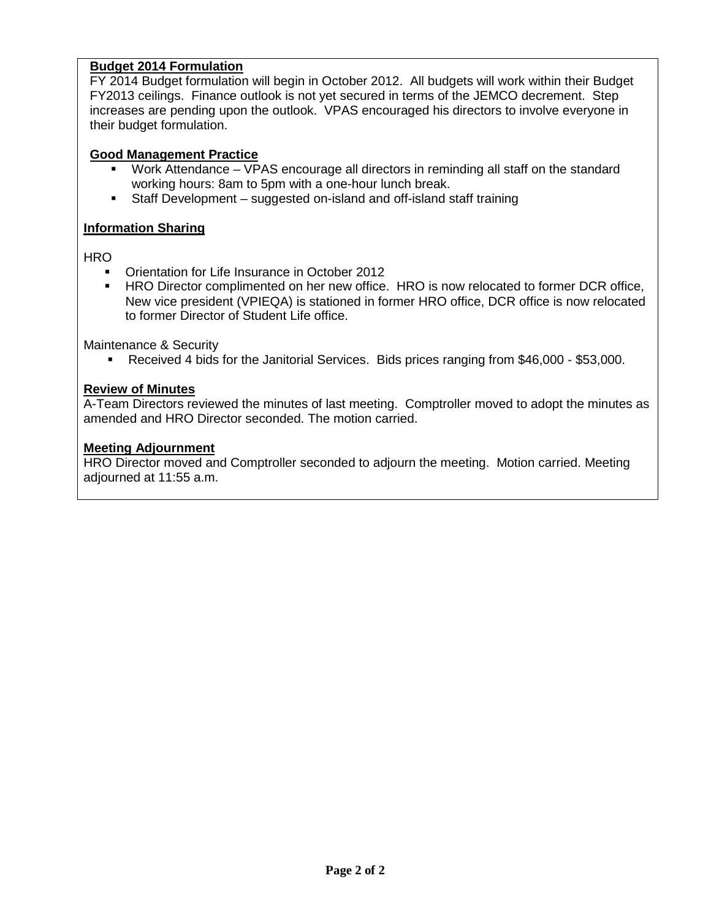**Budget 2014 Formulation**

FY 2014 Budget formulation will begin in October 2012. All budgets will work within their Budget FY2013 ceilings. Finance outlook is not yet secured in terms of the JEMCO decrement. Step increases are pending upon the outlook. VPAS encouraged his directors to involve everyone in their budget formulation.

**Good Management Practice**

- Work Attendance – VPAS encourage all directors in reminding all staff on the standard working hours: 8am to 5pm with a one-hour lunch break.
- Staff Development – suggested on-island and off-island staff training

**Information Sharing**

HRO

- Orientation for Life Insurance in October 2012
- HRO Director complimented on her new office. HRO is now relocated to former DCR office, New vice president (VPIEQA) is stationed in former HRO office, DCR office is now relocated to former Director of Student Life office.

Maintenance & Security

- Received 4 bids for the Janitorial Services. Bids prices ranging from $46,000 - $53,000.

**Review of Minutes**

A-Team Directors reviewed the minutes of last meeting. Comptroller moved to adopt the minutes as amended and HRO Director seconded. The motion carried.

**Meeting Adjournment**

HRO Director moved and Comptroller seconded to adjourn the meeting. Motion carried. Meeting adjourned at 11:55 a.m.